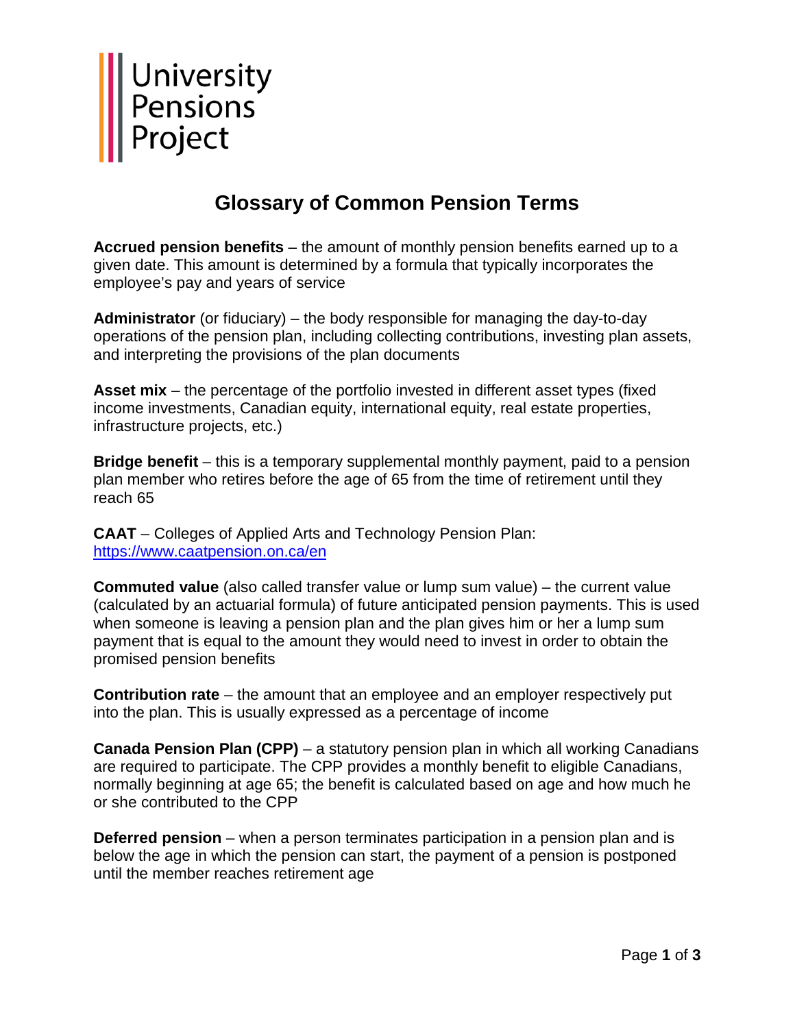University Pensions Project

# Glossary of Common Pension Terms

**Accrued pension benefits** – the amount of monthly pension benefits earned up to a given date. This amount is determined by a formula that typically incorporates the employee's pay and years of service

**Administrator** (or fiduciary) – the body responsible for managing the day-to-day operations of the pension plan, including collecting contributions, investing plan assets, and interpreting the provisions of the plan documents

**Asset mix** – the percentage of the portfolio invested in different asset types (fixed income investments, Canadian equity, international equity, real estate properties, infrastructure projects, etc.)

**Bridge benefit** – this is a temporary supplemental monthly payment, paid to a pension plan member who retires before the age of 65 from the time of retirement until they reach 65

**CAAT** – Colleges of Applied Arts and Technology Pension Plan: https://www.caatpension.on.ca/en

**Commuted value** (also called transfer value or lump sum value) – the current value (calculated by an actuarial formula) of future anticipated pension payments. This is used when someone is leaving a pension plan and the plan gives him or her a lump sum payment that is equal to the amount they would need to invest in order to obtain the promised pension benefits

**Contribution rate** – the amount that an employee and an employer respectively put into the plan. This is usually expressed as a percentage of income

**Canada Pension Plan (CPP)** – a statutory pension plan in which all working Canadians are required to participate. The CPP provides a monthly benefit to eligible Canadians, normally beginning at age 65; the benefit is calculated based on age and how much he or she contributed to the CPP

**Deferred pension** – when a person terminates participation in a pension plan and is below the age in which the pension can start, the payment of a pension is postponed until the member reaches retirement age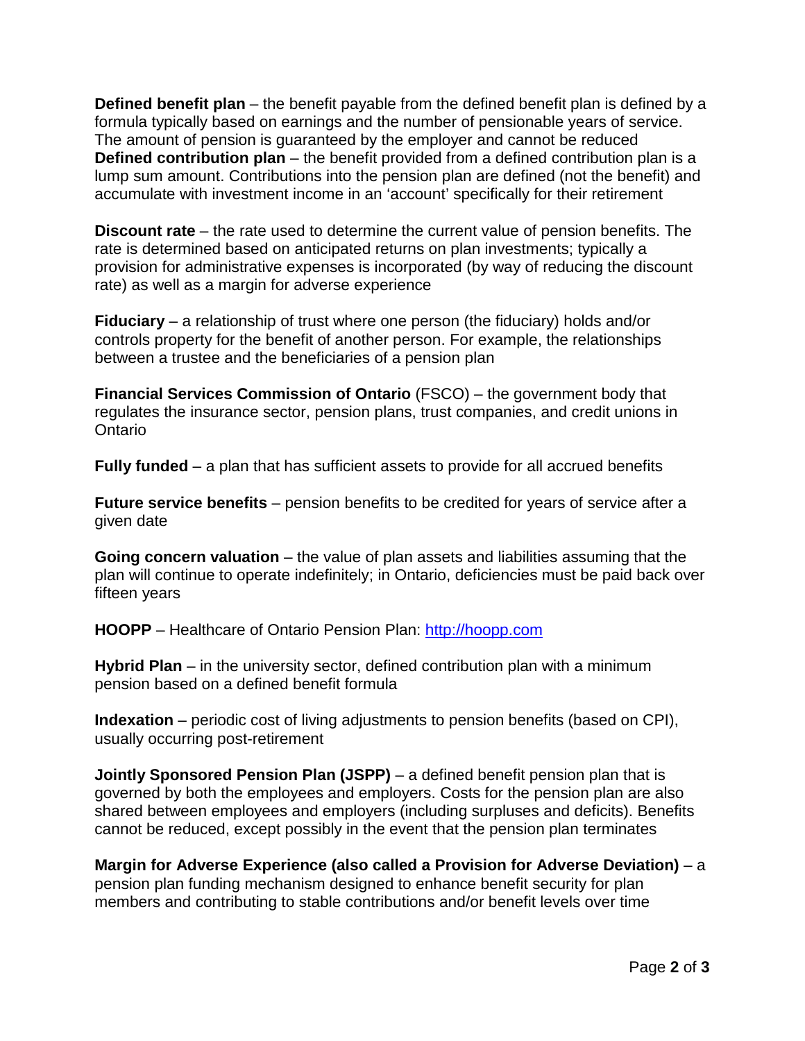**Defined benefit plan** – the benefit payable from the defined benefit plan is defined by a formula typically based on earnings and the number of pensionable years of service. The amount of pension is guaranteed by the employer and cannot be reduced
**Defined contribution plan** – the benefit provided from a defined contribution plan is a lump sum amount. Contributions into the pension plan are defined (not the benefit) and accumulate with investment income in an 'account' specifically for their retirement

**Discount rate** – the rate used to determine the current value of pension benefits. The rate is determined based on anticipated returns on plan investments; typically a provision for administrative expenses is incorporated (by way of reducing the discount rate) as well as a margin for adverse experience

**Fiduciary** – a relationship of trust where one person (the fiduciary) holds and/or controls property for the benefit of another person. For example, the relationships between a trustee and the beneficiaries of a pension plan

**Financial Services Commission of Ontario** (FSCO) – the government body that regulates the insurance sector, pension plans, trust companies, and credit unions in Ontario

**Fully funded** – a plan that has sufficient assets to provide for all accrued benefits

**Future service benefits** – pension benefits to be credited for years of service after a given date

**Going concern valuation** – the value of plan assets and liabilities assuming that the plan will continue to operate indefinitely; in Ontario, deficiencies must be paid back over fifteen years

**HOOPP** – Healthcare of Ontario Pension Plan: [http://hoopp.com](http://hoopp.com)

**Hybrid Plan** – in the university sector, defined contribution plan with a minimum pension based on a defined benefit formula

**Indexation** – periodic cost of living adjustments to pension benefits (based on CPI), usually occurring post-retirement

**Jointly Sponsored Pension Plan (JSPP)** – a defined benefit pension plan that is governed by both the employees and employers. Costs for the pension plan are also shared between employees and employers (including surpluses and deficits). Benefits cannot be reduced, except possibly in the event that the pension plan terminates

**Margin for Adverse Experience (also called a Provision for Adverse Deviation)** – a pension plan funding mechanism designed to enhance benefit security for plan members and contributing to stable contributions and/or benefit levels over time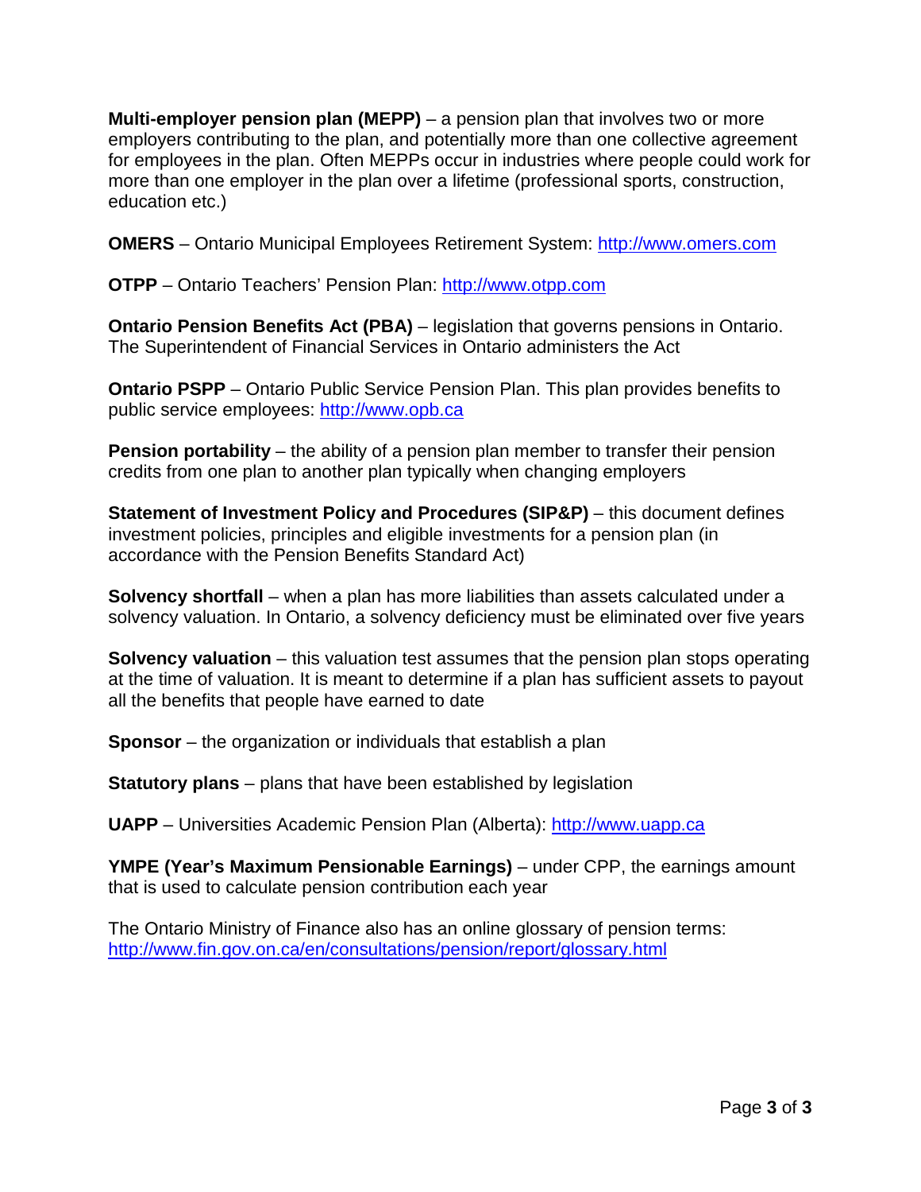**Multi-employer pension plan (MEPP)** – a pension plan that involves two or more employers contributing to the plan, and potentially more than one collective agreement for employees in the plan. Often MEPPs occur in industries where people could work for more than one employer in the plan over a lifetime (professional sports, construction, education etc.)

**OMERS** – Ontario Municipal Employees Retirement System: http://www.omers.com

**OTPP** – Ontario Teachers' Pension Plan: http://www.otpp.com

**Ontario Pension Benefits Act (PBA)** – legislation that governs pensions in Ontario. The Superintendent of Financial Services in Ontario administers the Act

**Ontario PSPP** – Ontario Public Service Pension Plan. This plan provides benefits to public service employees: http://www.opb.ca

**Pension portability** – the ability of a pension plan member to transfer their pension credits from one plan to another plan typically when changing employers

**Statement of Investment Policy and Procedures (SIP&P)** – this document defines investment policies, principles and eligible investments for a pension plan (in accordance with the Pension Benefits Standard Act)

**Solvency shortfall** – when a plan has more liabilities than assets calculated under a solvency valuation. In Ontario, a solvency deficiency must be eliminated over five years

**Solvency valuation** – this valuation test assumes that the pension plan stops operating at the time of valuation. It is meant to determine if a plan has sufficient assets to payout all the benefits that people have earned to date

**Sponsor** – the organization or individuals that establish a plan

**Statutory plans** – plans that have been established by legislation

**UAPP** – Universities Academic Pension Plan (Alberta): http://www.uapp.ca

**YMPE (Year's Maximum Pensionable Earnings)** – under CPP, the earnings amount that is used to calculate pension contribution each year

The Ontario Ministry of Finance also has an online glossary of pension terms: http://www.fin.gov.on.ca/en/consultations/pension/report/glossary.html